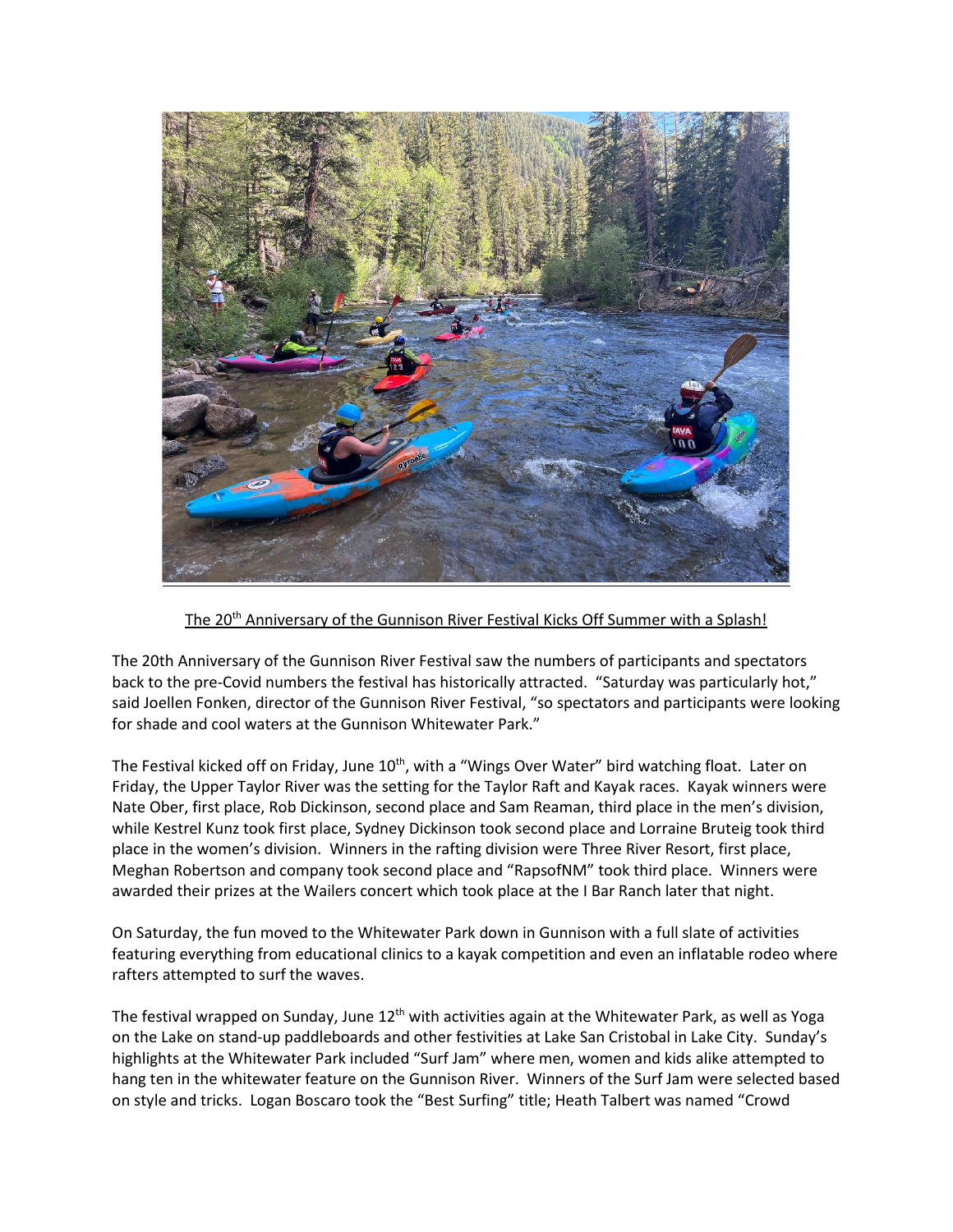The 20th Anniversary of the Gunnison River Festival Kicks Off Summer with a Splash!

The 20th Anniversary of the Gunnison River Festival saw the numbers of participants and spectators back to the pre-Covid numbers the festival has historically attracted. "Saturday was particularly hot," said Joellen Fonken, director of the Gunnison River Festival, "so spectators and participants were looking for shade and cool waters at the Gunnison Whitewater Park."

The Festival kicked off on Friday, June 10th, with a "Wings Over Water" bird watching float. Later on Friday, the Upper Taylor River was the setting for the Taylor Raft and Kayak races. Kayak winners were Nate Ober, first place, Rob Dickinson, second place and Sam Reaman, third place in the men's division, while Kestrel Kunz took first place, Sydney Dickinson took second place and Lorraine Bruteig took third place in the women's division. Winners in the rafting division were Three River Resort, first place, Meghan Robertson and company took second place and "RapsofNM" took third place. Winners were awarded their prizes at the Wailers concert which took place at the I Bar Ranch later that night.

On Saturday, the fun moved to the Whitewater Park down in Gunnison with a full slate of activities featuring everything from educational clinics to a kayak competition and even an inflatable rodeo where rafters attempted to surf the waves.

The festival wrapped on Sunday, June 12th with activities again at the Whitewater Park, as well as Yoga on the Lake on stand-up paddleboards and other festivities at Lake San Cristobal in Lake City. Sunday's highlights at the Whitewater Park included "Surf Jam" where men, women and kids alike attempted to hang ten in the whitewater feature on the Gunnison River. Winners of the Surf Jam were selected based on style and tricks. Logan Boscaro took the "Best Surfing" title; Heath Talbert was named "Crowd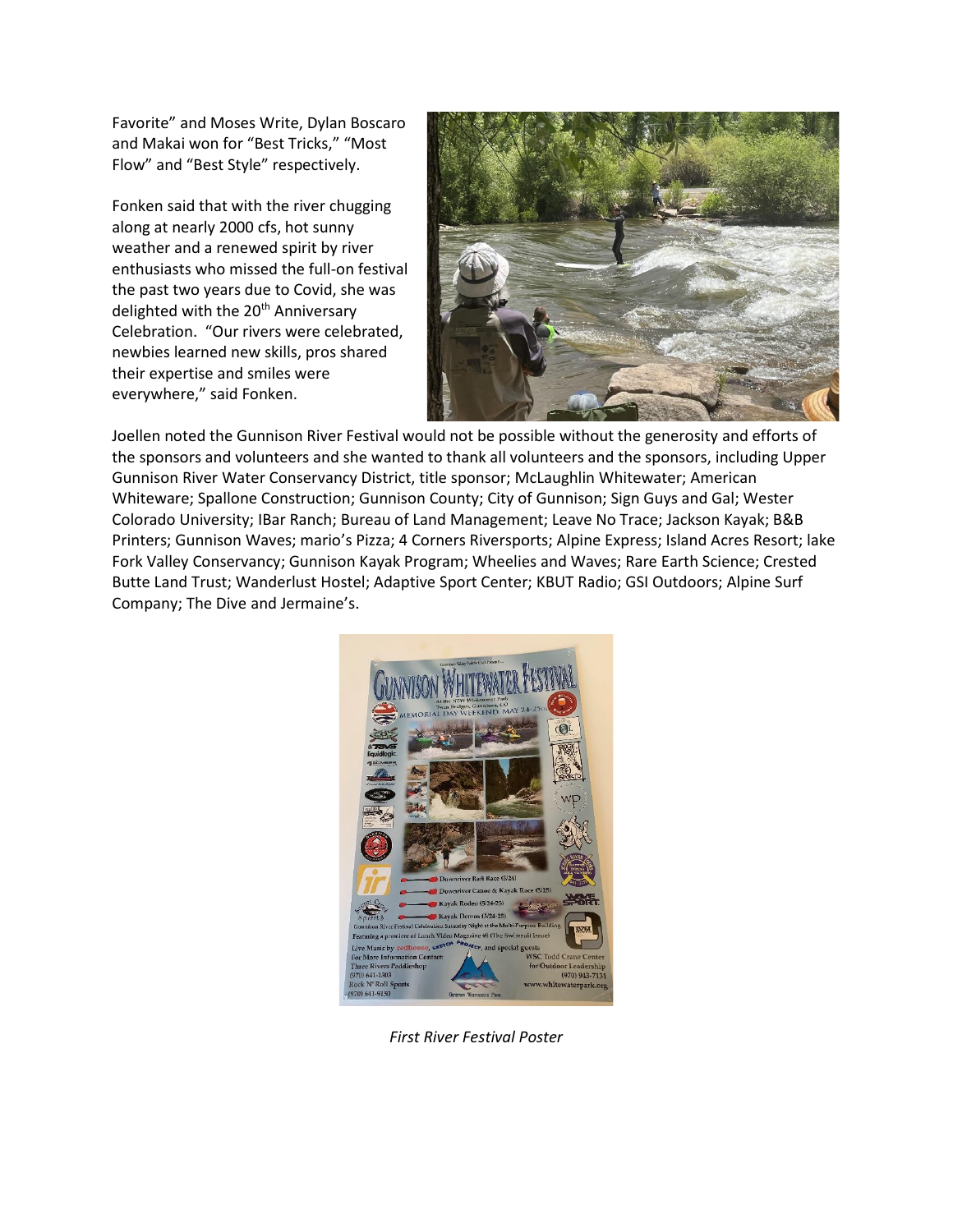Favorite" and Moses Write, Dylan Boscaro and Makai won for "Best Tricks," "Most Flow" and "Best Style" respectively.

Fonken said that with the river chugging along at nearly 2000 cfs, hot sunny weather and a renewed spirit by river enthusiasts who missed the full-on festival the past two years due to Covid, she was delighted with the 20th Anniversary Celebration. "Our rivers were celebrated, newbies learned new skills, pros shared their expertise and smiles were everywhere," said Fonken.

Joellen noted the Gunnison River Festival would not be possible without the generosity and efforts of the sponsors and volunteers and she wanted to thank all volunteers and the sponsors, including Upper Gunnison River Water Conservancy District, title sponsor; McLaughlin Whitewater; American Whiteware; Spallone Construction; Gunnison County; City of Gunnison; Sign Guys and Gal; Wester Colorado University; IBar Ranch; Bureau of Land Management; Leave No Trace; Jackson Kayak; B&B Printers; Gunnison Waves; mario's Pizza; 4 Corners Riversports; Alpine Express; Island Acres Resort; lake Fork Valley Conservancy; Gunnison Kayak Program; Wheelies and Waves; Rare Earth Science; Crested Butte Land Trust; Wanderlust Hostel; Adaptive Sport Center; KBUT Radio; GSI Outdoors; Alpine Surf Company; The Dive and Jermaine's.

*First River Festival Poster*